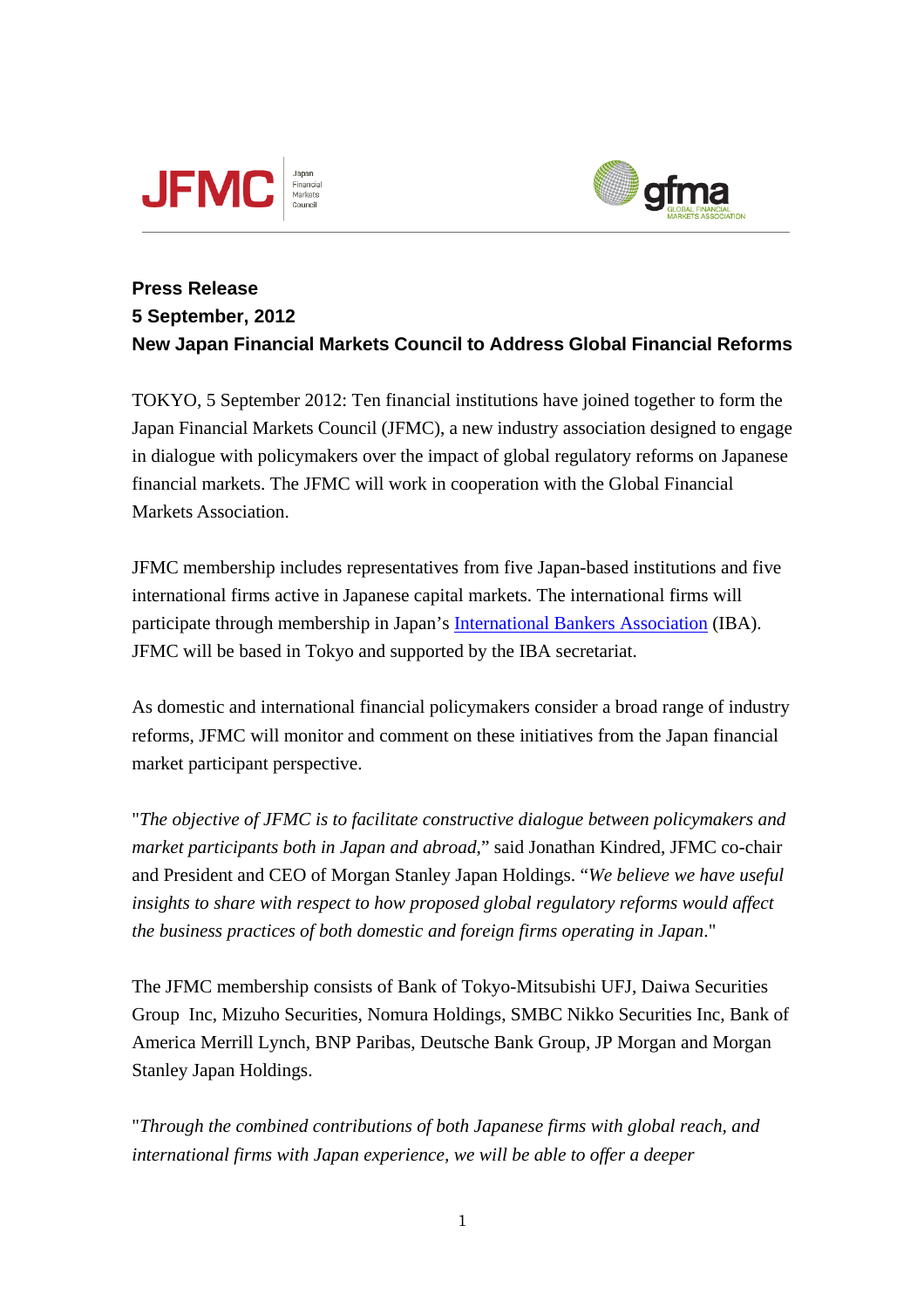JFMC Japan Financial Markets Council

gfma GLOBAL FINANCIAL MARKETS ASSOCIATION

**Press Release**
**5 September, 2012**
**New Japan Financial Markets Council to Address Global Financial Reforms**

TOKYO, 5 September 2012: Ten financial institutions have joined together to form the Japan Financial Markets Council (JFMC), a new industry association designed to engage in dialogue with policymakers over the impact of global regulatory reforms on Japanese financial markets. The JFMC will work in cooperation with the Global Financial Markets Association.

JFMC membership includes representatives from five Japan-based institutions and five international firms active in Japanese capital markets. The international firms will participate through membership in Japan's International Bankers Association (IBA). JFMC will be based in Tokyo and supported by the IBA secretariat.

As domestic and international financial policymakers consider a broad range of industry reforms, JFMC will monitor and comment on these initiatives from the Japan financial market participant perspective.

"*The objective of JFMC is to facilitate constructive dialogue between policymakers and market participants both in Japan and abroad*," said Jonathan Kindred, JFMC co-chair and President and CEO of Morgan Stanley Japan Holdings. "*We believe we have useful insights to share with respect to how proposed global regulatory reforms would affect the business practices of both domestic and foreign firms operating in Japan*."

The JFMC membership consists of Bank of Tokyo-Mitsubishi UFJ, Daiwa Securities Group Inc, Mizuho Securities, Nomura Holdings, SMBC Nikko Securities Inc, Bank of America Merrill Lynch, BNP Paribas, Deutsche Bank Group, JP Morgan and Morgan Stanley Japan Holdings.

"*Through the combined contributions of both Japanese firms with global reach, and international firms with Japan experience, we will be able to offer a deeper*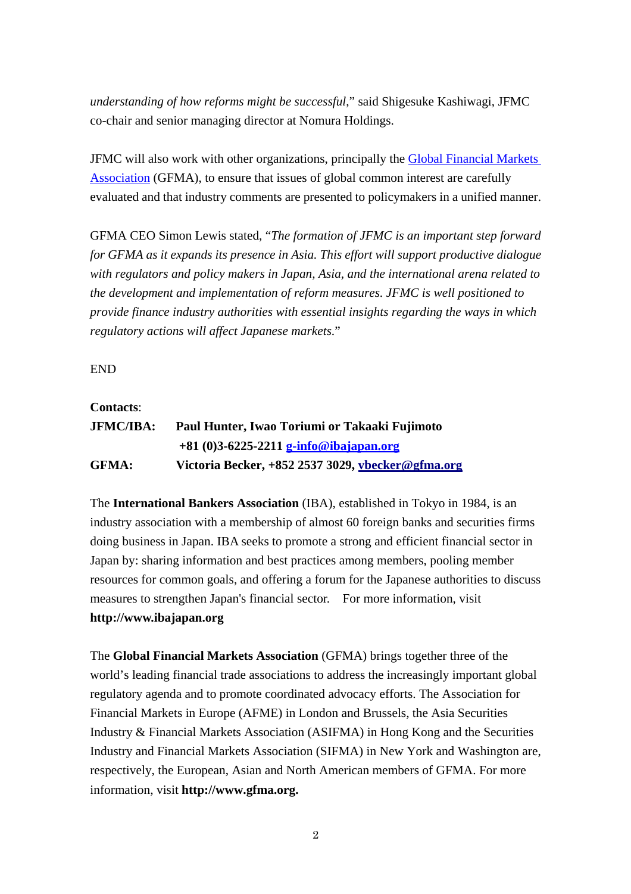*understanding of how reforms might be successful*," said Shigesuke Kashiwagi, JFMC co-chair and senior managing director at Nomura Holdings.

JFMC will also work with other organizations, principally the Global Financial Markets Association (GFMA), to ensure that issues of global common interest are carefully evaluated and that industry comments are presented to policymakers in a unified manner.

GFMA CEO Simon Lewis stated, "*The formation of JFMC is an important step forward for GFMA as it expands its presence in Asia. This effort will support productive dialogue with regulators and policy makers in Japan, Asia, and the international arena related to the development and implementation of reform measures. JFMC is well positioned to provide finance industry authorities with essential insights regarding the ways in which regulatory actions will affect Japanese markets.*"

END

**Contacts**:

**JFMC/IBA:** **Paul Hunter, Iwao Toriumi or Takaaki Fujimoto**
**+81 (0)3-6225-2211 g-info@ibajapan.org**

**GFMA:** **Victoria Becker, +852 2537 3029, vbecker@gfma.org**

The **International Bankers Association** (IBA), established in Tokyo in 1984, is an industry association with a membership of almost 60 foreign banks and securities firms doing business in Japan. IBA seeks to promote a strong and efficient financial sector in Japan by: sharing information and best practices among members, pooling member resources for common goals, and offering a forum for the Japanese authorities to discuss measures to strengthen Japan's financial sector. For more information, visit **http://www.ibajapan.org**

The **Global Financial Markets Association** (GFMA) brings together three of the world's leading financial trade associations to address the increasingly important global regulatory agenda and to promote coordinated advocacy efforts. The Association for Financial Markets in Europe (AFME) in London and Brussels, the Asia Securities Industry & Financial Markets Association (ASIFMA) in Hong Kong and the Securities Industry and Financial Markets Association (SIFMA) in New York and Washington are, respectively, the European, Asian and North American members of GFMA. For more information, visit **http://www.gfma.org.**